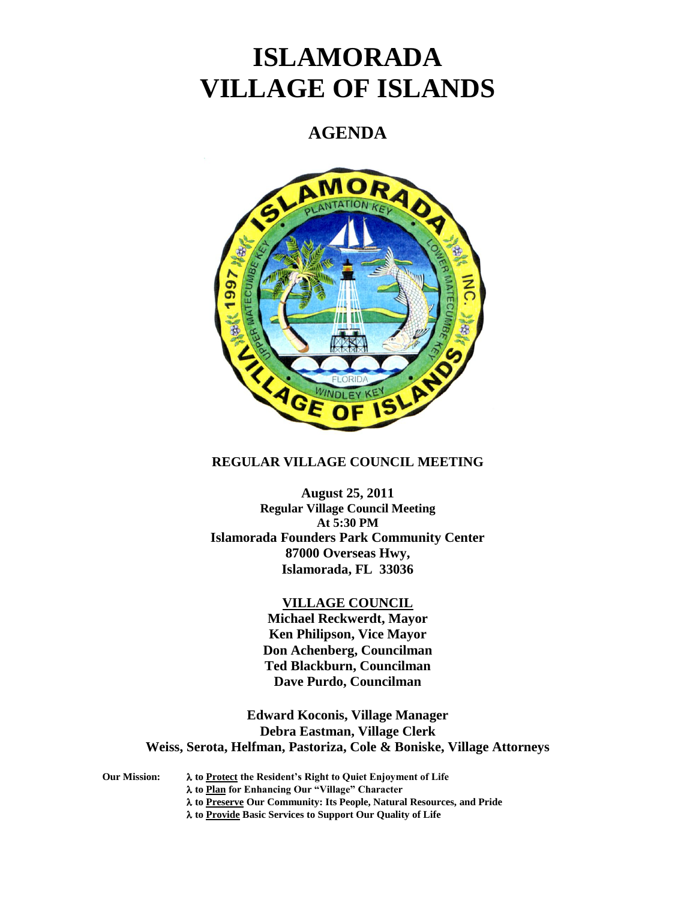# ISLAMORADA
# VILLAGE OF ISLANDS

## AGENDA

**REGULAR VILLAGE COUNCIL MEETING**

**August 25, 2011**
**Regular Village Council Meeting**
**At 5:30 PM**
**Islamorada Founders Park Community Center**
**87000 Overseas Hwy,**
**Islamorada, FL 33036**

**VILLAGE COUNCIL**

**Michael Reckwerdt, Mayor**
**Ken Philipson, Vice Mayor**
**Don Achenberg, Councilman**
**Ted Blackburn, Councilman**
**Dave Purdo, Councilman**

**Edward Koconis, Village Manager**
**Debra Eastman, Village Clerk**
**Weiss, Serota, Helfman, Pastoriza, Cole & Boniske, Village Attorneys**

**Our Mission:**
- λ **to Protect the Resident's Right to Quiet Enjoyment of Life**
- λ **to Plan for Enhancing Our "Village" Character**
- λ **to Preserve Our Community: Its People, Natural Resources, and Pride**
- λ **to Provide Basic Services to Support Our Quality of Life**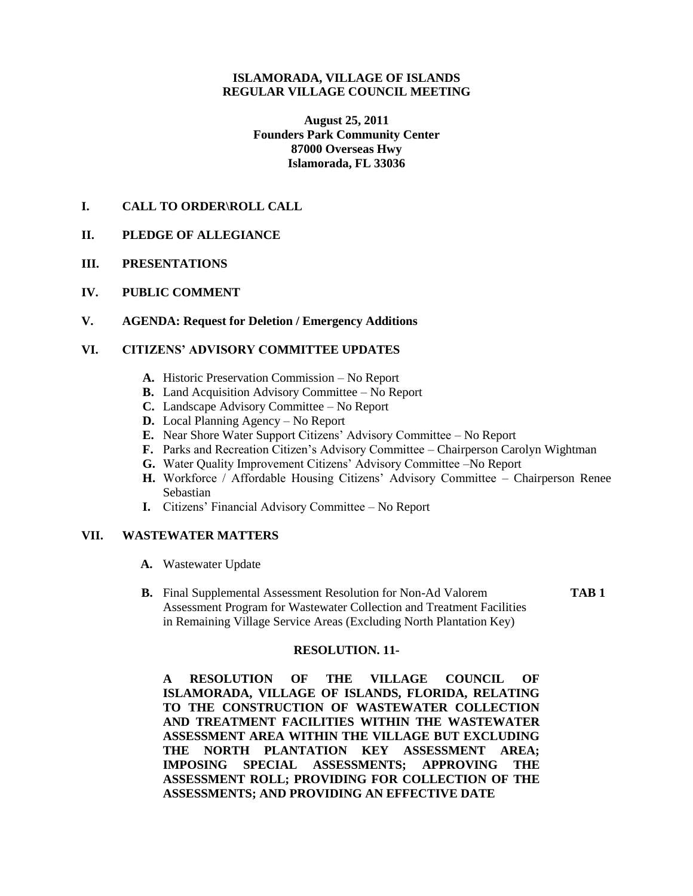**ISLAMORADA, VILLAGE OF ISLANDS**
**REGULAR VILLAGE COUNCIL MEETING**

**August 25, 2011**
**Founders Park Community Center**
**87000 Overseas Hwy**
**Islamorada, FL 33036**

## I. CALL TO ORDER\ROLL CALL

## II. PLEDGE OF ALLEGIANCE

## III. PRESENTATIONS

## IV. PUBLIC COMMENT

## V. AGENDA: Request for Deletion / Emergency Additions

## VI. CITIZENS' ADVISORY COMMITTEE UPDATES

- **A.** Historic Preservation Commission – No Report
- **B.** Land Acquisition Advisory Committee – No Report
- **C.** Landscape Advisory Committee – No Report
- **D.** Local Planning Agency – No Report
- **E.** Near Shore Water Support Citizens' Advisory Committee – No Report
- **F.** Parks and Recreation Citizen's Advisory Committee – Chairperson Carolyn Wightman
- **G.** Water Quality Improvement Citizens' Advisory Committee –No Report
- **H.** Workforce / Affordable Housing Citizens' Advisory Committee – Chairperson Renee Sebastian
- **I.** Citizens' Financial Advisory Committee – No Report

## VII. WASTEWATER MATTERS

- **A.** Wastewater Update
- **B.** Final Supplemental Assessment Resolution for Non-Ad Valorem Assessment Program for Wastewater Collection and Treatment Facilities in Remaining Village Service Areas (Excluding North Plantation Key) **TAB 1**

**RESOLUTION. 11-**

**A RESOLUTION OF THE VILLAGE COUNCIL OF ISLAMORADA, VILLAGE OF ISLANDS, FLORIDA, RELATING TO THE CONSTRUCTION OF WASTEWATER COLLECTION AND TREATMENT FACILITIES WITHIN THE WASTEWATER ASSESSMENT AREA WITHIN THE VILLAGE BUT EXCLUDING THE NORTH PLANTATION KEY ASSESSMENT AREA; IMPOSING SPECIAL ASSESSMENTS; APPROVING THE ASSESSMENT ROLL; PROVIDING FOR COLLECTION OF THE ASSESSMENTS; AND PROVIDING AN EFFECTIVE DATE**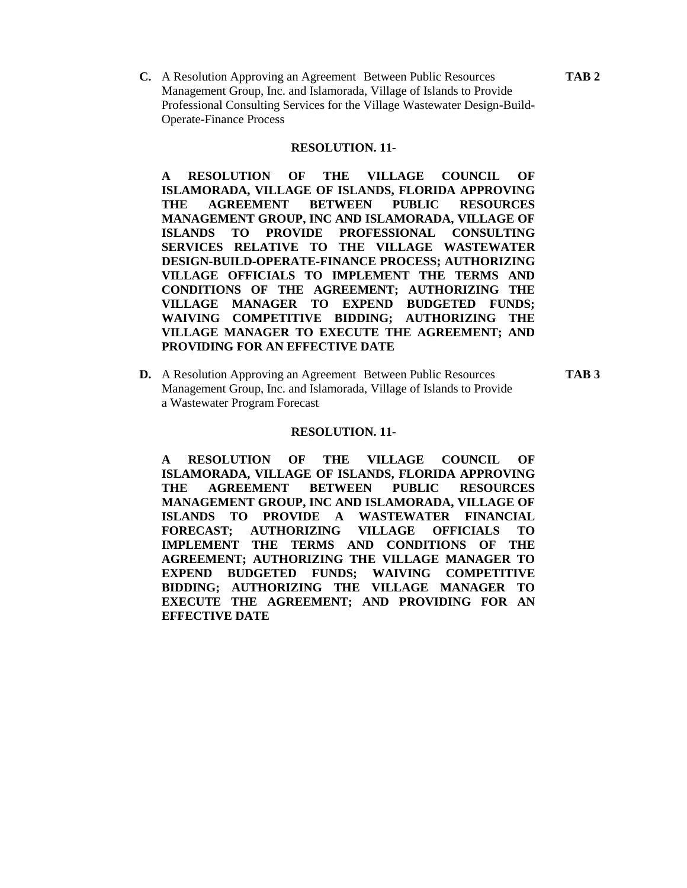**C.** A Resolution Approving an Agreement Between Public Resources Management Group, Inc. and Islamorada, Village of Islands to Provide Professional Consulting Services for the Village Wastewater Design-Build-Operate-Finance Process **TAB 2**

**RESOLUTION. 11-**

**A RESOLUTION OF THE VILLAGE COUNCIL OF ISLAMORADA, VILLAGE OF ISLANDS, FLORIDA APPROVING THE AGREEMENT BETWEEN PUBLIC RESOURCES MANAGEMENT GROUP, INC AND ISLAMORADA, VILLAGE OF ISLANDS TO PROVIDE PROFESSIONAL CONSULTING SERVICES RELATIVE TO THE VILLAGE WASTEWATER DESIGN-BUILD-OPERATE-FINANCE PROCESS; AUTHORIZING VILLAGE OFFICIALS TO IMPLEMENT THE TERMS AND CONDITIONS OF THE AGREEMENT; AUTHORIZING THE VILLAGE MANAGER TO EXPEND BUDGETED FUNDS; WAIVING COMPETITIVE BIDDING; AUTHORIZING THE VILLAGE MANAGER TO EXECUTE THE AGREEMENT; AND PROVIDING FOR AN EFFECTIVE DATE**

**D.** A Resolution Approving an Agreement Between Public Resources Management Group, Inc. and Islamorada, Village of Islands to Provide a Wastewater Program Forecast **TAB 3**

**RESOLUTION. 11-**

**A RESOLUTION OF THE VILLAGE COUNCIL OF ISLAMORADA, VILLAGE OF ISLANDS, FLORIDA APPROVING THE AGREEMENT BETWEEN PUBLIC RESOURCES MANAGEMENT GROUP, INC AND ISLAMORADA, VILLAGE OF ISLANDS TO PROVIDE A WASTEWATER FINANCIAL FORECAST; AUTHORIZING VILLAGE OFFICIALS TO IMPLEMENT THE TERMS AND CONDITIONS OF THE AGREEMENT; AUTHORIZING THE VILLAGE MANAGER TO EXPEND BUDGETED FUNDS; WAIVING COMPETITIVE BIDDING; AUTHORIZING THE VILLAGE MANAGER TO EXECUTE THE AGREEMENT; AND PROVIDING FOR AN EFFECTIVE DATE**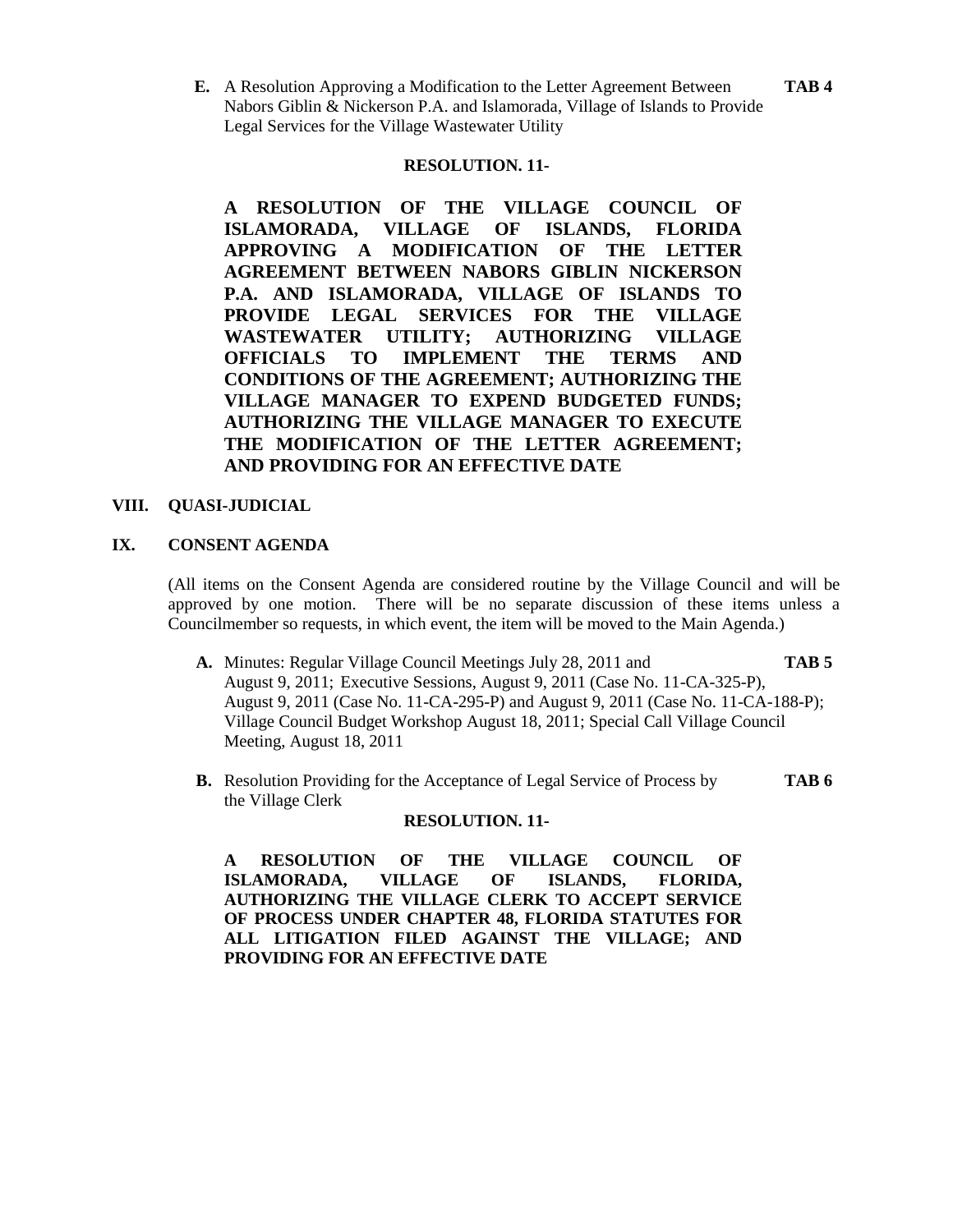**E.** A Resolution Approving a Modification to the Letter Agreement Between Nabors Giblin & Nickerson P.A. and Islamorada, Village of Islands to Provide Legal Services for the Village Wastewater Utility **TAB 4**

**RESOLUTION. 11-**

**A RESOLUTION OF THE VILLAGE COUNCIL OF ISLAMORADA, VILLAGE OF ISLANDS, FLORIDA APPROVING A MODIFICATION OF THE LETTER AGREEMENT BETWEEN NABORS GIBLIN NICKERSON P.A. AND ISLAMORADA, VILLAGE OF ISLANDS TO PROVIDE LEGAL SERVICES FOR THE VILLAGE WASTEWATER UTILITY; AUTHORIZING VILLAGE OFFICIALS TO IMPLEMENT THE TERMS AND CONDITIONS OF THE AGREEMENT; AUTHORIZING THE VILLAGE MANAGER TO EXPEND BUDGETED FUNDS; AUTHORIZING THE VILLAGE MANAGER TO EXECUTE THE MODIFICATION OF THE LETTER AGREEMENT; AND PROVIDING FOR AN EFFECTIVE DATE**

## VIII. QUASI-JUDICIAL

## IX. CONSENT AGENDA

(All items on the Consent Agenda are considered routine by the Village Council and will be approved by one motion. There will be no separate discussion of these items unless a Councilmember so requests, in which event, the item will be moved to the Main Agenda.)

**A.** Minutes: Regular Village Council Meetings July 28, 2011 and August 9, 2011; Executive Sessions, August 9, 2011 (Case No. 11-CA-325-P), August 9, 2011 (Case No. 11-CA-295-P) and August 9, 2011 (Case No. 11-CA-188-P); Village Council Budget Workshop August 18, 2011; Special Call Village Council Meeting, August 18, 2011 **TAB 5**

**B.** Resolution Providing for the Acceptance of Legal Service of Process by the Village Clerk **TAB 6**

**RESOLUTION. 11-**

**A RESOLUTION OF THE VILLAGE COUNCIL OF ISLAMORADA, VILLAGE OF ISLANDS, FLORIDA, AUTHORIZING THE VILLAGE CLERK TO ACCEPT SERVICE OF PROCESS UNDER CHAPTER 48, FLORIDA STATUTES FOR ALL LITIGATION FILED AGAINST THE VILLAGE; AND PROVIDING FOR AN EFFECTIVE DATE**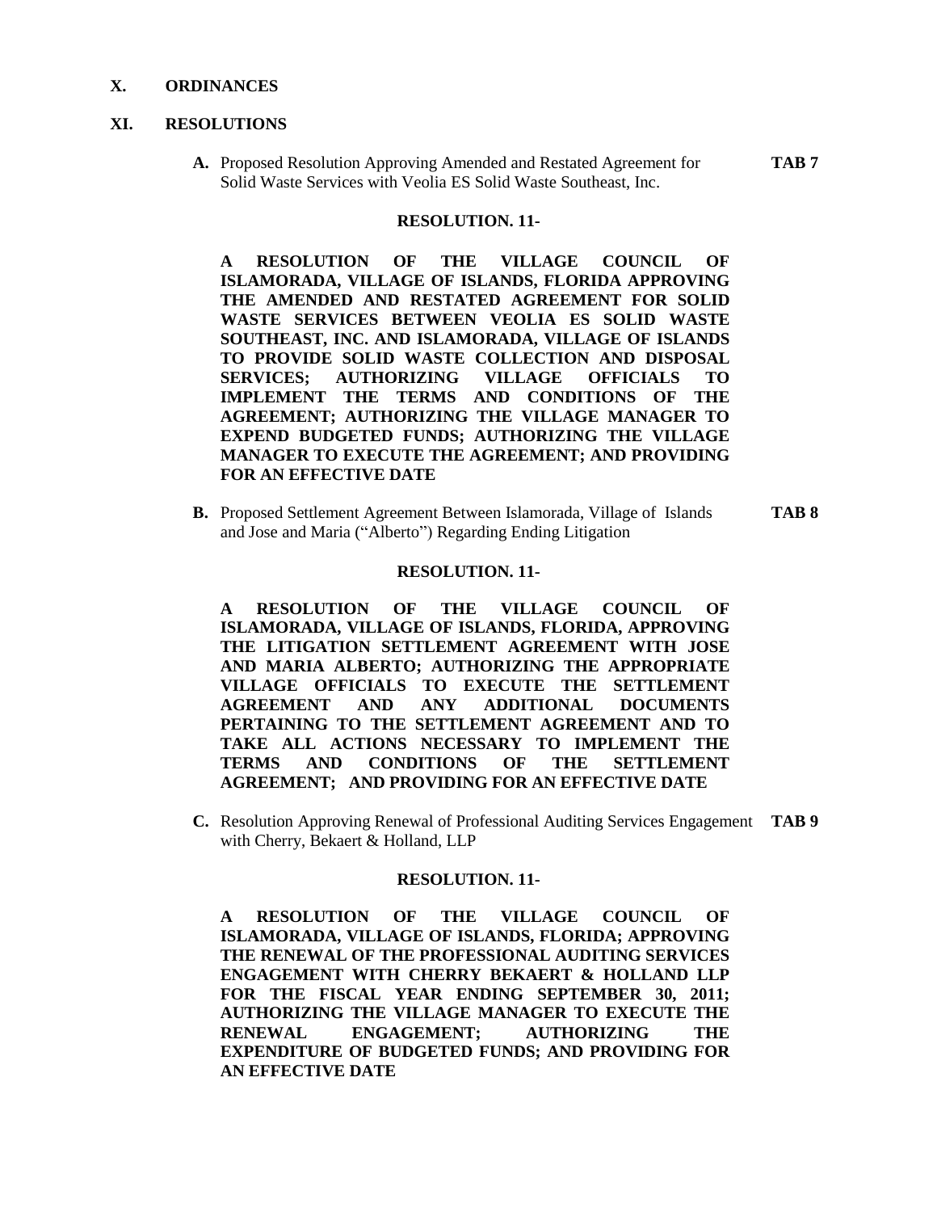**X. ORDINANCES**

**XI. RESOLUTIONS**

**A.** Proposed Resolution Approving Amended and Restated Agreement for Solid Waste Services with Veolia ES Solid Waste Southeast, Inc. **TAB 7**

**RESOLUTION. 11-**

**A RESOLUTION OF THE VILLAGE COUNCIL OF ISLAMORADA, VILLAGE OF ISLANDS, FLORIDA APPROVING THE AMENDED AND RESTATED AGREEMENT FOR SOLID WASTE SERVICES BETWEEN VEOLIA ES SOLID WASTE SOUTHEAST, INC. AND ISLAMORADA, VILLAGE OF ISLANDS TO PROVIDE SOLID WASTE COLLECTION AND DISPOSAL SERVICES; AUTHORIZING VILLAGE OFFICIALS TO IMPLEMENT THE TERMS AND CONDITIONS OF THE AGREEMENT; AUTHORIZING THE VILLAGE MANAGER TO EXPEND BUDGETED FUNDS; AUTHORIZING THE VILLAGE MANAGER TO EXECUTE THE AGREEMENT; AND PROVIDING FOR AN EFFECTIVE DATE**

**B.** Proposed Settlement Agreement Between Islamorada, Village of Islands and Jose and Maria ("Alberto") Regarding Ending Litigation **TAB 8**

**RESOLUTION. 11-**

**A RESOLUTION OF THE VILLAGE COUNCIL OF ISLAMORADA, VILLAGE OF ISLANDS, FLORIDA, APPROVING THE LITIGATION SETTLEMENT AGREEMENT WITH JOSE AND MARIA ALBERTO; AUTHORIZING THE APPROPRIATE VILLAGE OFFICIALS TO EXECUTE THE SETTLEMENT AGREEMENT AND ANY ADDITIONAL DOCUMENTS PERTAINING TO THE SETTLEMENT AGREEMENT AND TO TAKE ALL ACTIONS NECESSARY TO IMPLEMENT THE TERMS AND CONDITIONS OF THE SETTLEMENT AGREEMENT; AND PROVIDING FOR AN EFFECTIVE DATE**

**C.** Resolution Approving Renewal of Professional Auditing Services Engagement with Cherry, Bekaert & Holland, LLP **TAB 9**

**RESOLUTION. 11-**

**A RESOLUTION OF THE VILLAGE COUNCIL OF ISLAMORADA, VILLAGE OF ISLANDS, FLORIDA; APPROVING THE RENEWAL OF THE PROFESSIONAL AUDITING SERVICES ENGAGEMENT WITH CHERRY BEKAERT & HOLLAND LLP FOR THE FISCAL YEAR ENDING SEPTEMBER 30, 2011; AUTHORIZING THE VILLAGE MANAGER TO EXECUTE THE RENEWAL ENGAGEMENT; AUTHORIZING THE EXPENDITURE OF BUDGETED FUNDS; AND PROVIDING FOR AN EFFECTIVE DATE**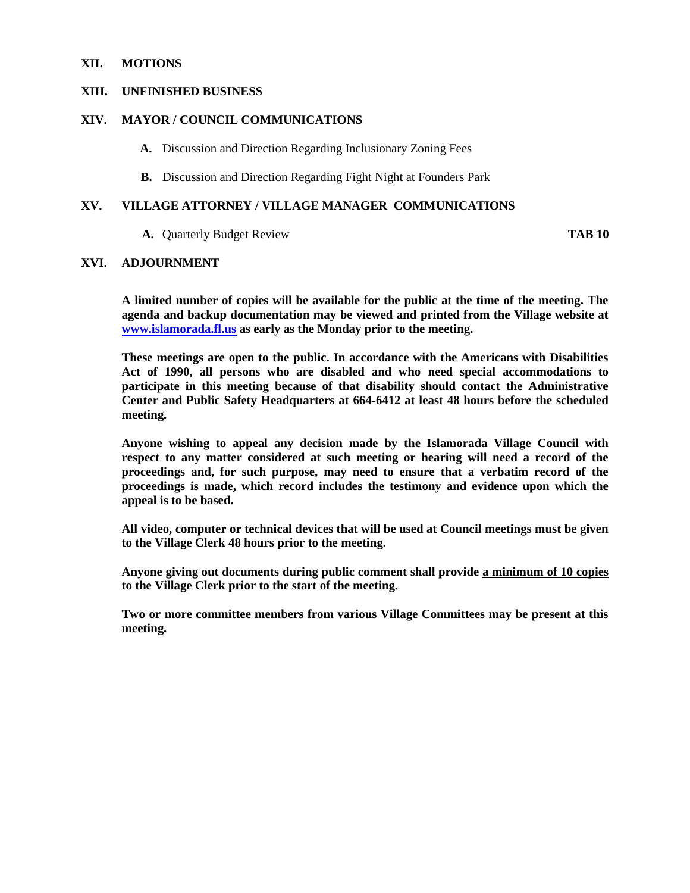**XII. MOTIONS**

**XIII. UNFINISHED BUSINESS**

**XIV. MAYOR / COUNCIL COMMUNICATIONS**

**A.** Discussion and Direction Regarding Inclusionary Zoning Fees

**B.** Discussion and Direction Regarding Fight Night at Founders Park

**XV. VILLAGE ATTORNEY / VILLAGE MANAGER COMMUNICATIONS**

**A.** Quarterly Budget Review **TAB 10**

**XVI. ADJOURNMENT**

**A limited number of copies will be available for the public at the time of the meeting. The agenda and backup documentation may be viewed and printed from the Village website at [www.islamorada.fl.us](http://www.islamorada.fl.us) as early as the Monday prior to the meeting.**

**These meetings are open to the public. In accordance with the Americans with Disabilities Act of 1990, all persons who are disabled and who need special accommodations to participate in this meeting because of that disability should contact the Administrative Center and Public Safety Headquarters at 664-6412 at least 48 hours before the scheduled meeting.**

**Anyone wishing to appeal any decision made by the Islamorada Village Council with respect to any matter considered at such meeting or hearing will need a record of the proceedings and, for such purpose, may need to ensure that a verbatim record of the proceedings is made, which record includes the testimony and evidence upon which the appeal is to be based.**

**All video, computer or technical devices that will be used at Council meetings must be given to the Village Clerk 48 hours prior to the meeting.**

**Anyone giving out documents during public comment shall provide <u>a minimum of 10 copies</u> to the Village Clerk prior to the start of the meeting.**

**Two or more committee members from various Village Committees may be present at this meeting.**